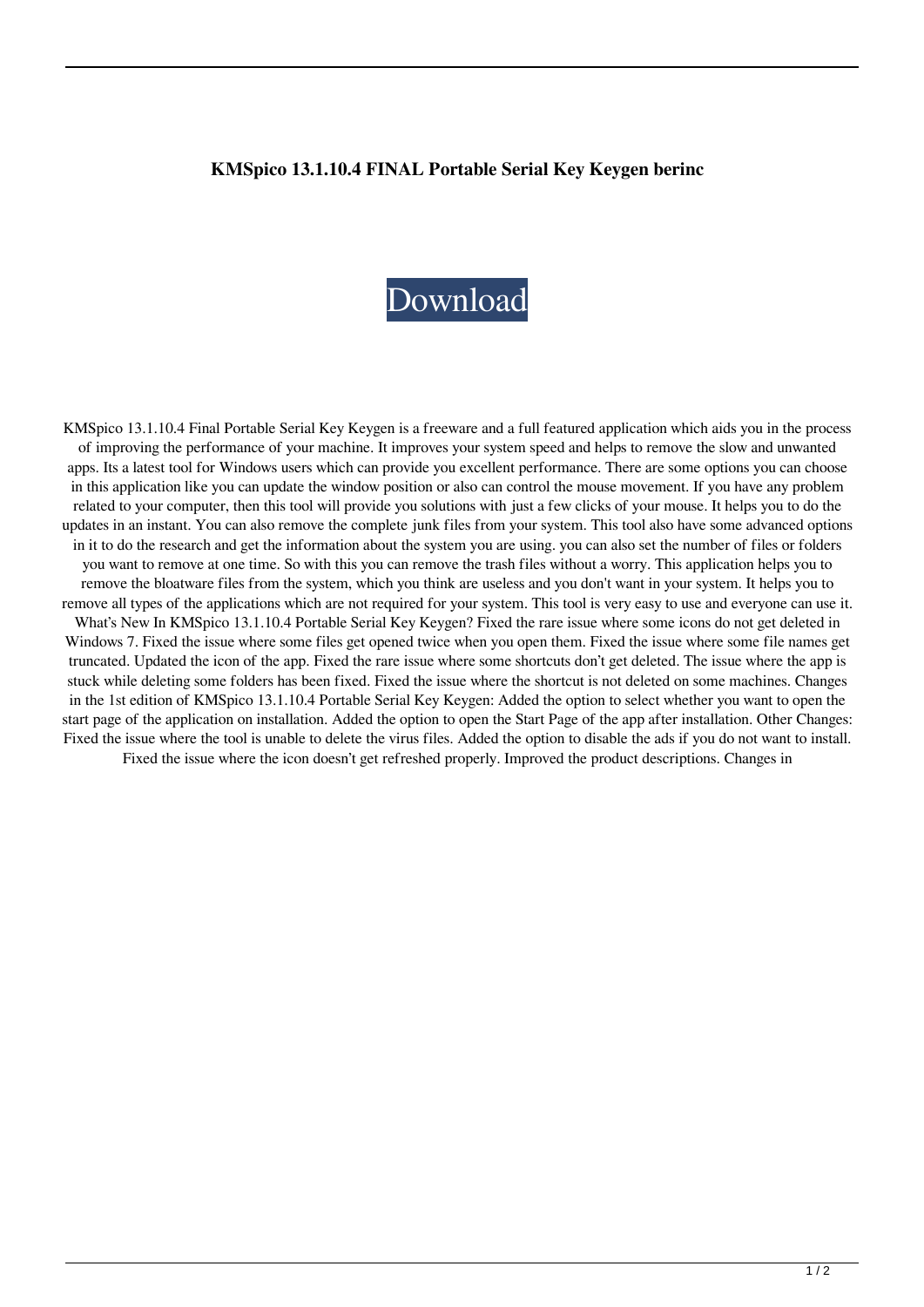**KMSpico 13.1.10.4 FINAL Portable Serial Key Keygen berinc**

Download

KMSpico 13.1.10.4 Final Portable Serial Key Keygen is a freeware and a full featured application which aids you in the process of improving the performance of your machine. It improves your system speed and helps to remove the slow and unwanted apps. Its a latest tool for Windows users which can provide you excellent performance. There are some options you can choose in this application like you can update the window position or also can control the mouse movement. If you have any problem related to your computer, then this tool will provide you solutions with just a few clicks of your mouse. It helps you to do the updates in an instant. You can also remove the complete junk files from your system. This tool also have some advanced options in it to do the research and get the information about the system you are using. you can also set the number of files or folders you want to remove at one time. So with this you can remove the trash files without a worry. This application helps you to remove the bloatware files from the system, which you think are useless and you don't want in your system. It helps you to remove all types of the applications which are not required for your system. This tool is very easy to use and everyone can use it. What's New In KMSpico 13.1.10.4 Portable Serial Key Keygen? Fixed the rare issue where some icons do not get deleted in Windows 7. Fixed the issue where some files get opened twice when you open them. Fixed the issue where some file names get truncated. Updated the icon of the app. Fixed the rare issue where some shortcuts don't get deleted. The issue where the app is stuck while deleting some folders has been fixed. Fixed the issue where the shortcut is not deleted on some machines. Changes in the 1st edition of KMSpico 13.1.10.4 Portable Serial Key Keygen: Added the option to select whether you want to open the start page of the application on installation. Added the option to open the Start Page of the app after installation. Other Changes: Fixed the issue where the tool is unable to delete the virus files. Added the option to disable the ads if you do not want to install. Fixed the issue where the icon doesn't get refreshed properly. Improved the product descriptions. Changes in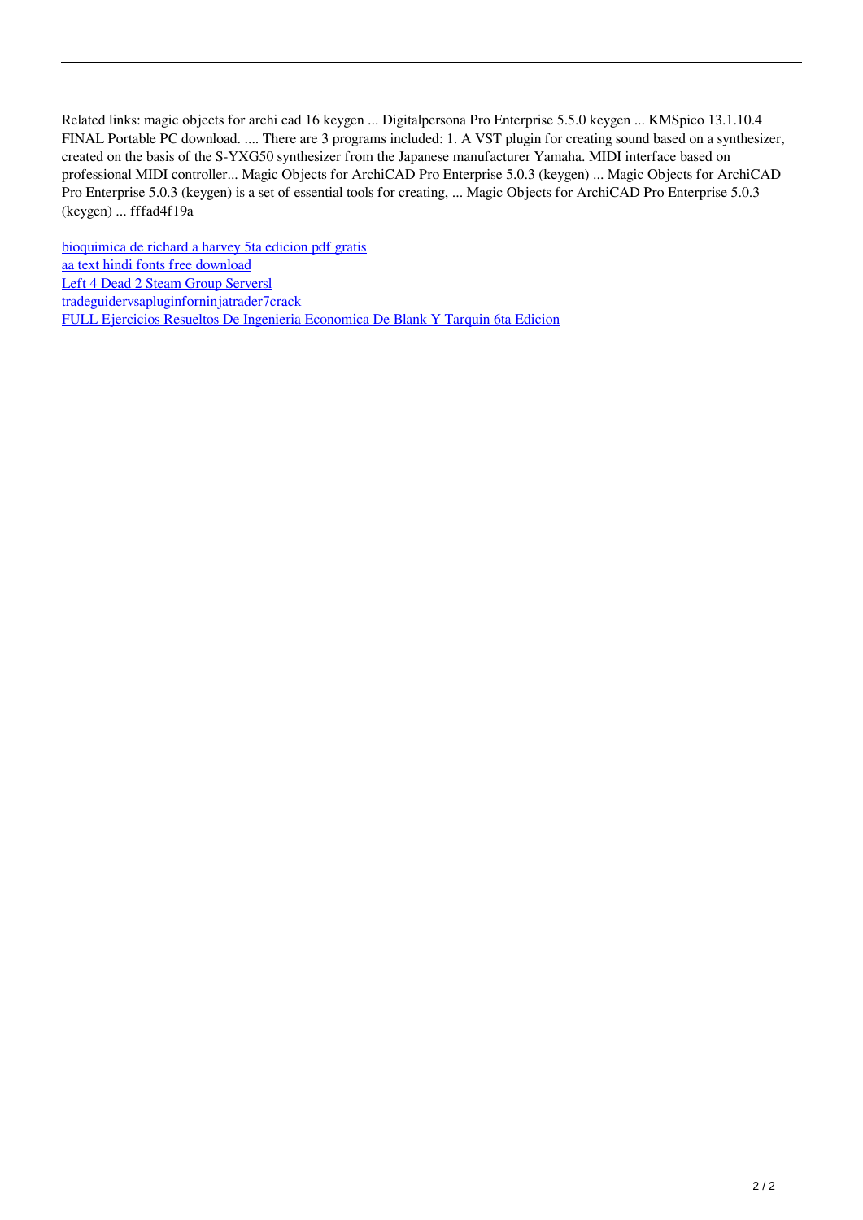Related links: magic objects for archi cad 16 keygen ... Digitalpersona Pro Enterprise 5.5.0 keygen ... KMSpico 13.1.10.4 FINAL Portable PC download. .... There are 3 programs included: 1. A VST plugin for creating sound based on a synthesizer, created on the basis of the S-YXG50 synthesizer from the Japanese manufacturer Yamaha. MIDI interface based on professional MIDI controller... Magic Objects for ArchiCAD Pro Enterprise 5.0.3 (keygen) ... Magic Objects for ArchiCAD Pro Enterprise 5.0.3 (keygen) is a set of essential tools for creating, ... Magic Objects for ArchiCAD Pro Enterprise 5.0.3 (keygen) ... fffad4f19a

bioquimica de richard a harvey 5ta edicion pdf gratis
aa text hindi fonts free download
Left 4 Dead 2 Steam Group Serversl
tradeguidervsapluginforninjatrader7crack
FULL Ejercicios Resueltos De Ingenieria Economica De Blank Y Tarquin 6ta Edicion